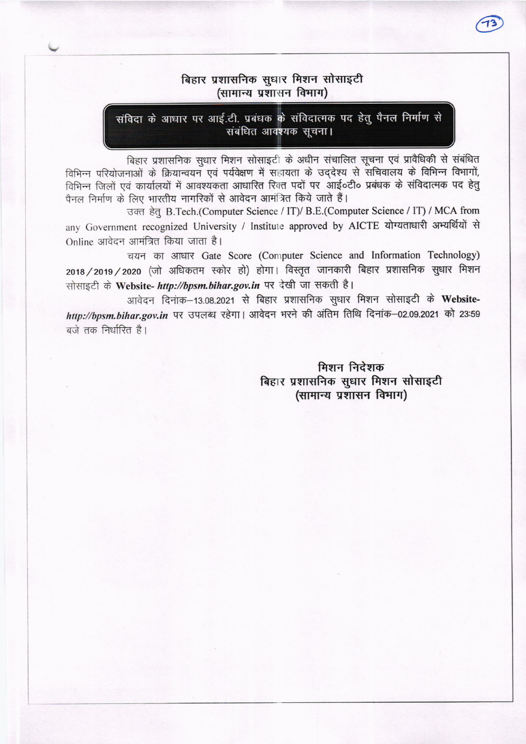# बिहार प्रशासनिक सुधार मिशन सोसाइटी
## (सामान्य प्रशासन विभाग)

**संविदा के आधार पर आई.टी. प्रबंधक के संविदात्मक पद हेतु पैनल निर्माण से संबंधित आवश्यक सूचना।**

बिहार प्रशासनिक सुधार मिशन सोसाइटी के अधीन संचालित सूचना एवं प्रावैधिकी से संबंधित विभिन्न परियोजनाओं के क्रियान्वयन एवं पर्यवेक्षण में सहायता के उद्देश्य से सचिवालय के विभिन्न विभागों, विभिन्न जिलों एवं कार्यालयों में आवश्यकता आधारित रिक्त पदों पर आई०टी० प्रबंधक के संविदात्मक पद हेतु पैनल निर्माण के लिए भारतीय नागरिकों से आवेदन आमंत्रित किये जाते हैं।

उक्त हेतु B.Tech.(Computer Science / IT)/ B.E.(Computer Science / IT) / MCA from any Government recognized University / Institute approved by AICTE योग्यताधारी अभ्यर्थियों से Online आवेदन आमंत्रित किया जाता है।

चयन का आधार Gate Score (Computer Science and Information Technology) 2018 / 2019 / 2020 (जो अधिकतम स्कोर हो) होगा। विस्तृत जानकारी बिहार प्रशासनिक सुधार मिशन सोसाइटी के **Website- *http://bpsm.bihar.gov.in*** पर देखी जा सकती है।

आवेदन दिनांक–13.08.2021 से बिहार प्रशासनिक सुधार मिशन सोसाइटी के **Website- *http://bpsm.bihar.gov.in*** पर उपलब्ध रहेगा। आवेदन भरने की अंतिम तिथि दिनांक–02.09.2021 को 23:59 बजे तक निर्धारित है।

**मिशन निदेशक**
**बिहार प्रशासनिक सुधार मिशन सोसाइटी**
**(सामान्य प्रशासन विभाग)**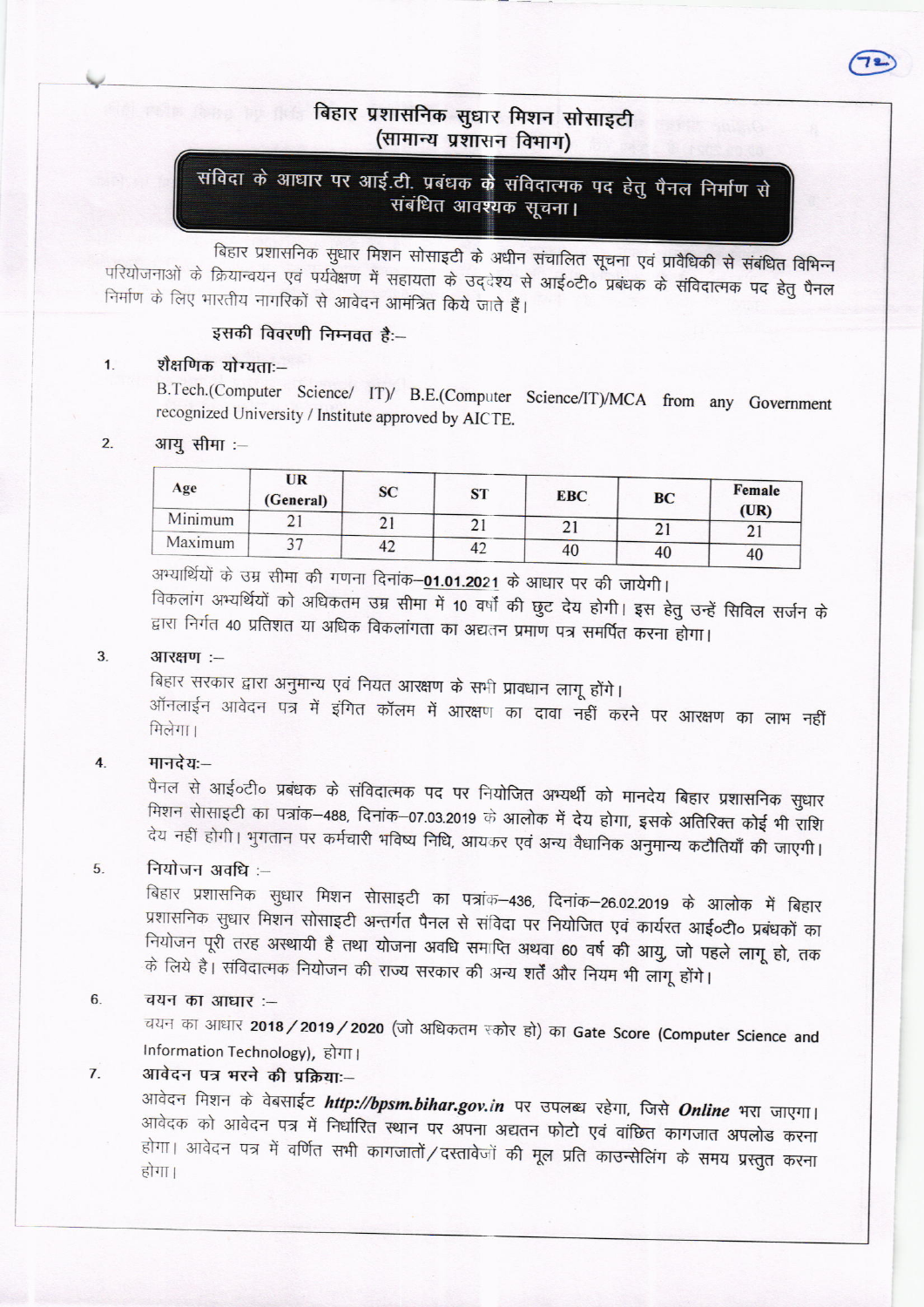# बिहार प्रशासनिक सुधार मिशन सोसाइटी
## (सामान्य प्रशासन विभाग)

**संविदा के आधार पर आई.टी. प्रबंधक के संविदात्मक पद हेतु पैनल निर्माण से संबंधित आवश्यक सूचना।**

बिहार प्रशासनिक सुधार मिशन सोसाइटी के अधीन संचालित सूचना एवं प्रावैधिकी से संबंधित विभिन्न परियोजनाओं के क्रियान्वयन एवं पर्यवेक्षण में सहायता के उद्देश्य से आई०टी० प्रबंधक के संविदात्मक पद हेतु पैनल निर्माण के लिए भारतीय नागरिकों से आवेदन आमंत्रित किये जाते हैं।

**इसकी विवरणी निम्नवत है:–**

1. **शैक्षणिक योग्यता:–**

   B.Tech.(Computer Science/ IT)/ B.E.(Computer Science/IT)/MCA from any Government recognized University / Institute approved by AICTE.

2. **आयु सीमा :–**

| Age | UR (General) | SC | ST | EBC | BC | Female (UR) |
|---|---|---|---|---|---|---|
| Minimum | 21 | 21 | 21 | 21 | 21 | 21 |
| Maximum | 37 | 42 | 42 | 40 | 40 | 40 |

   अभ्यर्थियों के उम्र सीमा की गणना दिनांक–**01.01.2021** के आधार पर की जायेगी।

   विकलांग अभ्यर्थियों को अधिकतम उम्र सीमा में 10 वर्षों की छुट देय होगी। इस हेतु उन्हें सिविल सर्जन के द्वारा निर्गत 40 प्रतिशत या अधिक विकलांगता का अद्यतन प्रमाण पत्र समर्पित करना होगा।

3. **आरक्षण :–**

   बिहार सरकार द्वारा अनुमान्य एवं नियत आरक्षण के सभी प्रावधान लागू होंगे।

   ऑनलाईन आवेदन पत्र में इंगित कॉलम में आरक्षण का दावा नहीं करने पर आरक्षण का लाभ नहीं मिलेगा।

4. **मानदेय:–**

   पैनल से आई०टी० प्रबंधक के संविदात्मक पद पर नियोजित अभ्यर्थी को मानदेय बिहार प्रशासनिक सुधार मिशन सोसाइटी का पत्रांक–488, दिनांक–07.03.2019 के आलोक में देय होगा, इसके अतिरिक्त कोई भी राशि देय नहीं होगी। भुगतान पर कर्मचारी भविष्य निधि, आयकर एवं अन्य वैधानिक अनुमान्य कटौतियाँ की जाएगी।

5. **नियोजन अवधि :–**

   बिहार प्रशासनिक सुधार मिशन सोसाइटी का पत्रांक–436, दिनांक–26.02.2019 के आलोक में बिहार प्रशासनिक सुधार मिशन सोसाइटी अन्तर्गत पैनल से संविदा पर नियोजित एवं कार्यरत आई०टी० प्रबंधकों का नियोजन पूरी तरह अस्थायी है तथा योजना अवधि समाप्ति अथवा 60 वर्ष की आयु, जो पहले लागू हो, तक के लिये है। संविदात्मक नियोजन की राज्य सरकार की अन्य शर्तें और नियम भी लागू होंगे।

6. **चयन का आधार :–**

   चयन का आधार **2018 / 2019 / 2020** (जो अधिकतम स्कोर हो) का **Gate Score** (Computer Science and Information Technology), होगा।

7. **आवेदन पत्र भरने की प्रक्रिया:–**

   आवेदन मिशन के वेबसाईट ***http://bpsm.bihar.gov.in*** पर उपलब्ध रहेगा, जिसे ***Online*** भरा जाएगा। आवेदक को आवेदन पत्र में निर्धारित स्थान पर अपना अद्यतन फोटो एवं वांछित कागजात अपलोड करना होगा। आवेदन पत्र में वर्णित सभी कागजातों/दस्तावेजों की मूल प्रति काउन्सेलिंग के समय प्रस्तुत करना होगा।